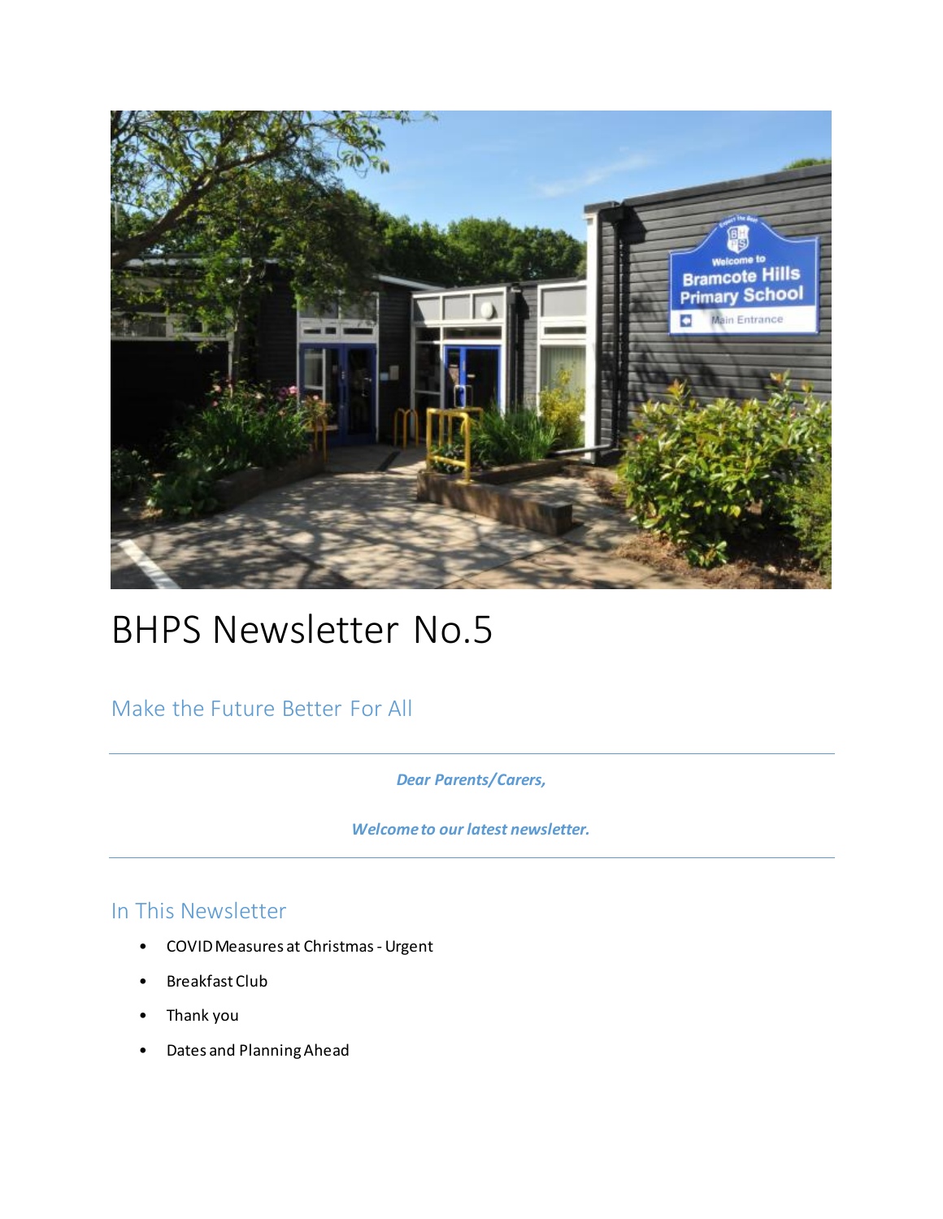# BHPS Newsletter No.5

## Make the Future Better For All

***Dear Parents/Carers,***

***Welcome to our latest newsletter.***

## In This Newsletter

- COVID Measures at Christmas - Urgent
- Breakfast Club
- Thank you
- Dates and Planning Ahead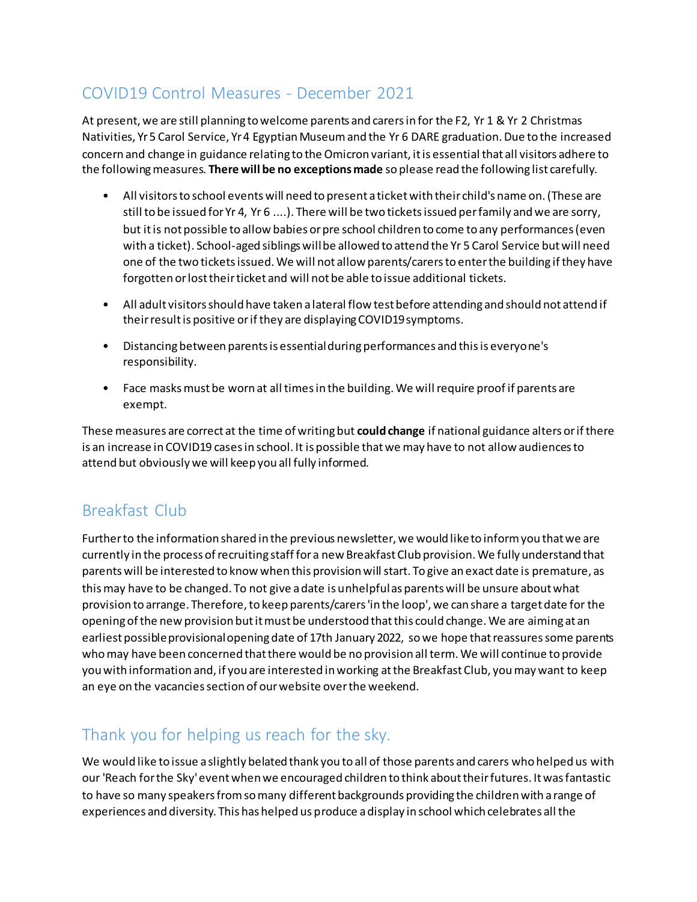## COVID19 Control Measures - December 2021

At present, we are still planning to welcome parents and carers in for the F2, Yr 1 & Yr 2 Christmas Nativities, Yr 5 Carol Service, Yr 4 Egyptian Museum and the Yr 6 DARE graduation. Due to the increased concern and change in guidance relating to the Omicron variant, it is essential that all visitors adhere to the following measures. **There will be no exceptions made** so please read the following list carefully.

- All visitors to school events will need to present a ticket with their child's name on. (These are still to be issued for Yr 4, Yr 6 ....). There will be two tickets issued per family and we are sorry, but it is not possible to allow babies or pre school children to come to any performances (even with a ticket). School-aged siblings will be allowed to attend the Yr 5 Carol Service but will need one of the two tickets issued. We will not allow parents/carers to enter the building if they have forgotten or lost their ticket and will not be able to issue additional tickets.

- All adult visitors should have taken a lateral flow test before attending and should not attend if their result is positive or if they are displaying COVID19 symptoms.

- Distancing between parents is essential during performances and this is everyone's responsibility.

- Face masks must be worn at all times in the building. We will require proof if parents are exempt.

These measures are correct at the time of writing but **could change** if national guidance alters or if there is an increase in COVID19 cases in school. It is possible that we may have to not allow audiences to attend but obviously we will keep you all fully informed.

## Breakfast Club

Further to the information shared in the previous newsletter, we would like to inform you that we are currently in the process of recruiting staff for a new Breakfast Club provision. We fully understand that parents will be interested to know when this provision will start. To give an exact date is premature, as this may have to be changed. To not give a date is unhelpful as parents will be unsure about what provision to arrange. Therefore, to keep parents/carers 'in the loop', we can share a target date for the opening of the new provision but it must be understood that this could change. We are aiming at an earliest possible provisional opening date of 17th January 2022, so we hope that reassures some parents who may have been concerned that there would be no provision all term. We will continue to provide you with information and, if you are interested in working at the Breakfast Club, you may want to keep an eye on the vacancies section of our website over the weekend.

## Thank you for helping us reach for the sky.

We would like to issue a slightly belated thank you to all of those parents and carers who helped us with our 'Reach for the Sky' event when we encouraged children to think about their futures. It was fantastic to have so many speakers from so many different backgrounds providing the children with a range of experiences and diversity. This has helped us produce a display in school which celebrates all the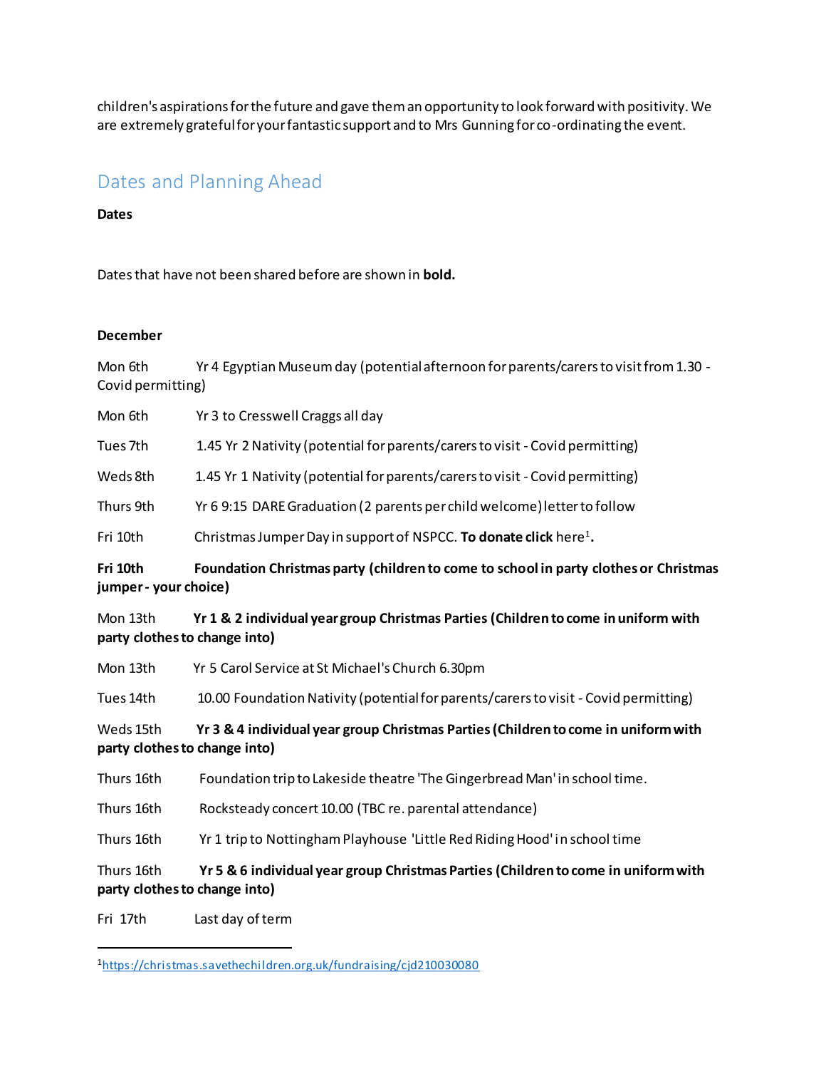children's aspirations for the future and gave them an opportunity to look forward with positivity. We are extremely grateful for your fantastic support and to Mrs Gunning for co-ordinating the event.

## Dates and Planning Ahead

**Dates**

Dates that have not been shared before are shown in **bold.**

**December**

Mon 6th Yr 4 Egyptian Museum day (potential afternoon for parents/carers to visit from 1.30 - Covid permitting)

Mon 6th Yr 3 to Cresswell Craggs all day

Tues 7th 1.45 Yr 2 Nativity (potential for parents/carers to visit - Covid permitting)

Weds 8th 1.45 Yr 1 Nativity (potential for parents/carers to visit - Covid permitting)

Thurs 9th Yr 6 9:15 DARE Graduation (2 parents per child welcome) letter to follow

Fri 10th Christmas Jumper Day in support of NSPCC. **To donate click** here[1]**.**

**Fri 10th Foundation Christmas party (children to come to school in party clothes or Christmas jumper - your choice)**

Mon 13th **Yr 1 & 2 individual year group Christmas Parties (Children to come in uniform with party clothes to change into)**

Mon 13th Yr 5 Carol Service at St Michael's Church 6.30pm

Tues 14th 10.00 Foundation Nativity (potential for parents/carers to visit - Covid permitting)

Weds 15th **Yr 3 & 4 individual year group Christmas Parties (Children to come in uniform with party clothes to change into)**

Thurs 16th Foundation trip to Lakeside theatre 'The Gingerbread Man' in school time.

Thurs 16th Rocksteady concert 10.00 (TBC re. parental attendance)

Thurs 16th Yr 1 trip to Nottingham Playhouse 'Little Red Riding Hood' in school time

Thurs 16th **Yr 5 & 6 individual year group Christmas Parties (Children to come in uniform with party clothes to change into)**

Fri 17th Last day of term

---

[1] https://christmas.savethechildren.org.uk/fundraising/cjd210030080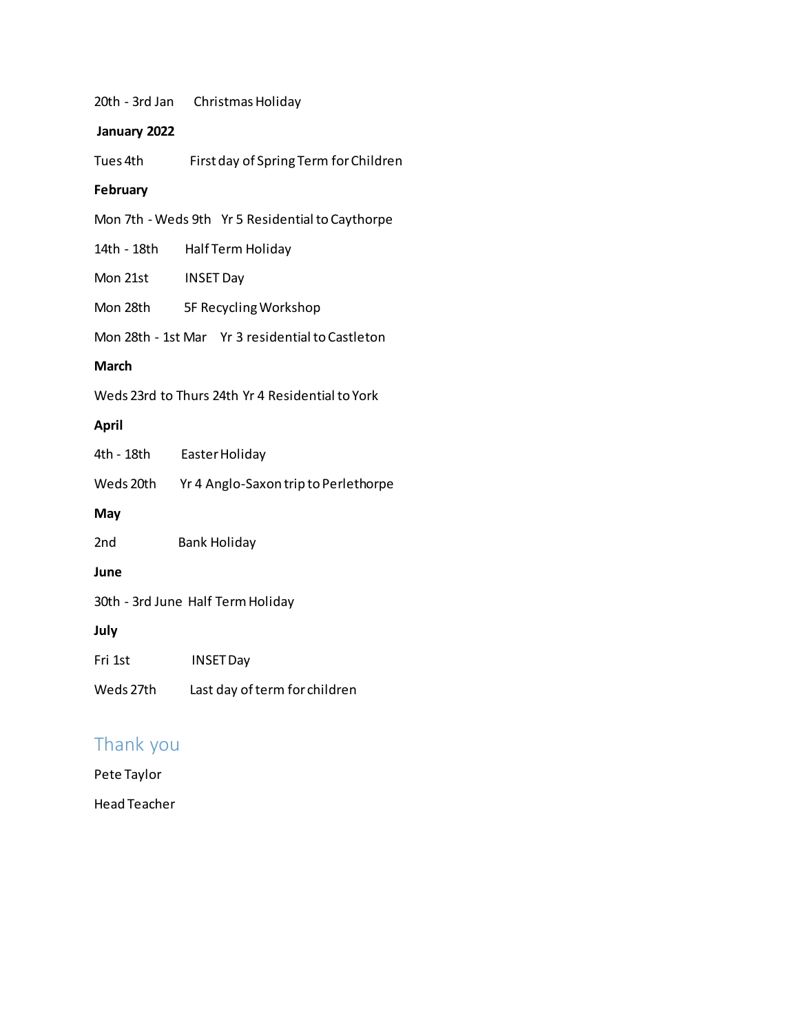20th - 3rd Jan Christmas Holiday

**January 2022**

Tues 4th First day of Spring Term for Children

**February**

Mon 7th - Weds 9th Yr 5 Residential to Caythorpe

14th - 18th Half Term Holiday

Mon 21st INSET Day

Mon 28th 5F Recycling Workshop

Mon 28th - 1st Mar Yr 3 residential to Castleton

**March**

Weds 23rd to Thurs 24th Yr 4 Residential to York

**April**

4th - 18th Easter Holiday

Weds 20th Yr 4 Anglo-Saxon trip to Perlethorpe

**May**

2nd Bank Holiday

**June**

30th - 3rd June Half Term Holiday

**July**

Fri 1st INSET Day

Weds 27th Last day of term for children

## Thank you

Pete Taylor

Head Teacher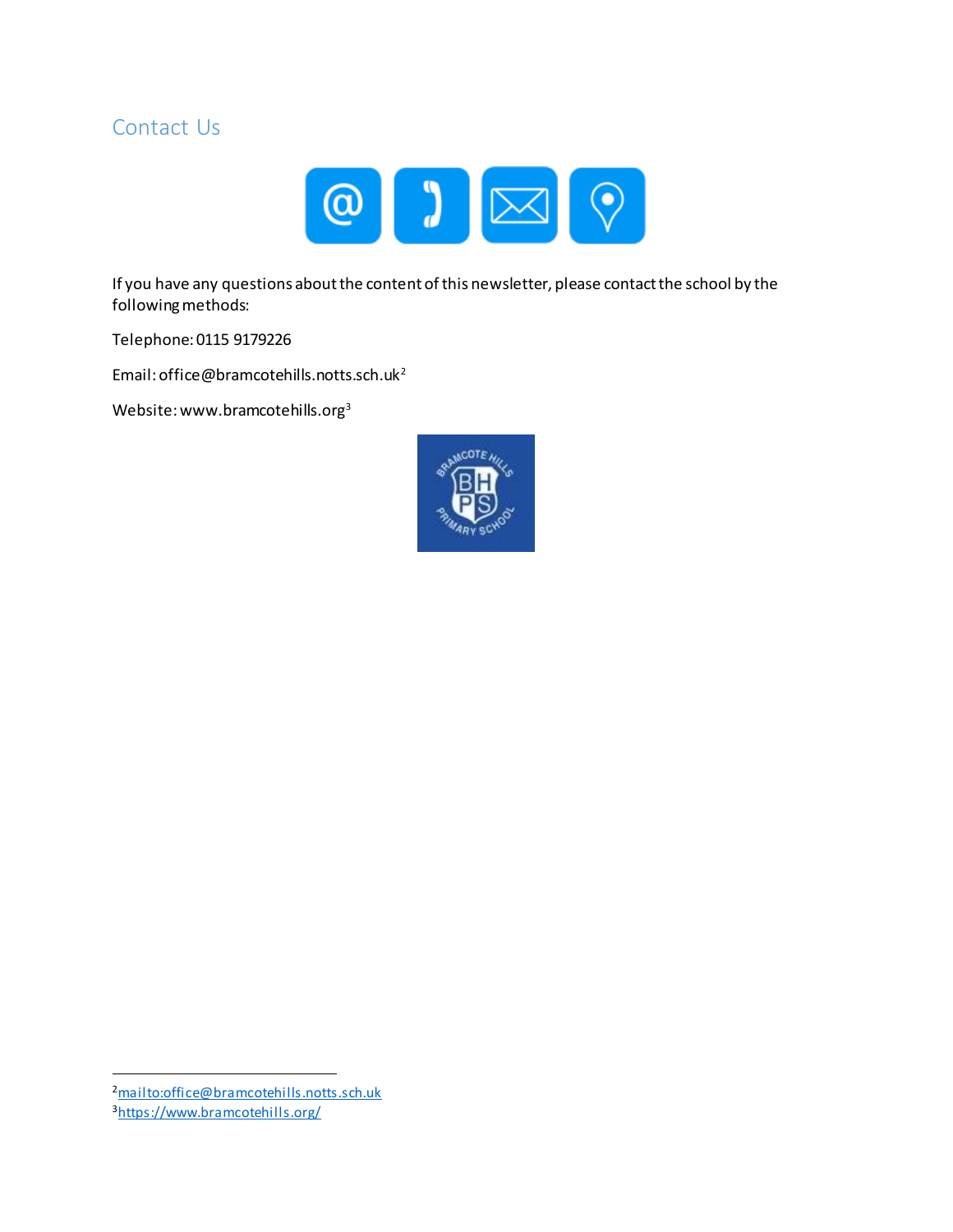## Contact Us

If you have any questions about the content of this newsletter, please contact the school by the following methods:

Telephone: 0115 9179226

Email: office@bramcotehills.notts.sch.uk[2]

Website: www.bramcotehills.org[3]

---

[2] mailto:office@bramcotehills.notts.sch.uk

[3] https://www.bramcotehills.org/